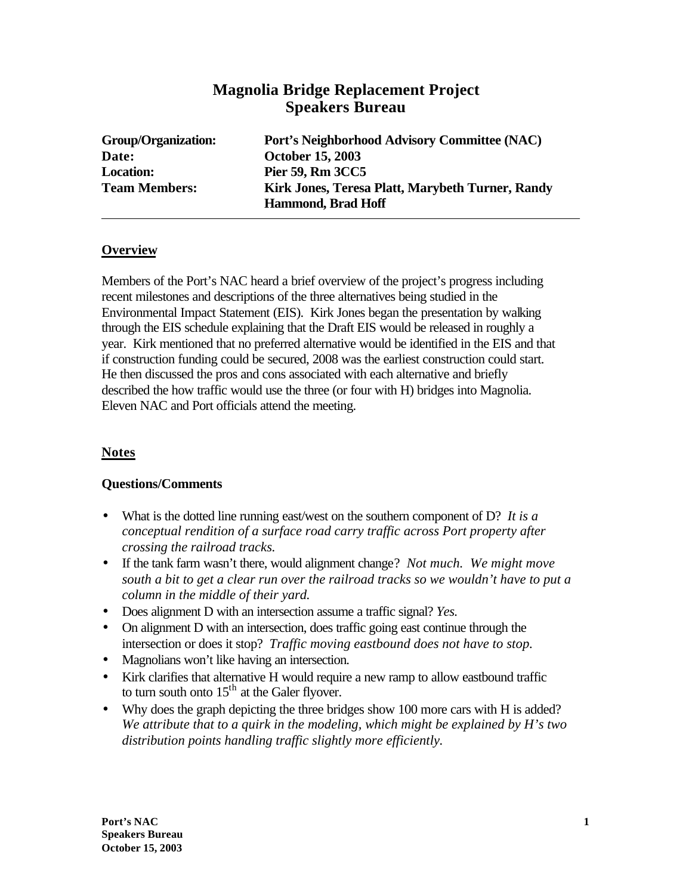# Magnolia Bridge Replacement Project
# Speakers Bureau

| | |
|---|---|
| **Group/Organization:** | **Port's Neighborhood Advisory Committee (NAC)** |
| **Date:** | **October 15, 2003** |
| **Location:** | **Pier 59, Rm 3CC5** |
| **Team Members:** | **Kirk Jones, Teresa Platt, Marybeth Turner, Randy Hammond, Brad Hoff** |

---

## Overview

Members of the Port's NAC heard a brief overview of the project's progress including recent milestones and descriptions of the three alternatives being studied in the Environmental Impact Statement (EIS). Kirk Jones began the presentation by walking through the EIS schedule explaining that the Draft EIS would be released in roughly a year. Kirk mentioned that no preferred alternative would be identified in the EIS and that if construction funding could be secured, 2008 was the earliest construction could start. He then discussed the pros and cons associated with each alternative and briefly described the how traffic would use the three (or four with H) bridges into Magnolia. Eleven NAC and Port officials attend the meeting.

## Notes

### Questions/Comments

- What is the dotted line running east/west on the southern component of D? *It is a conceptual rendition of a surface road carry traffic across Port property after crossing the railroad tracks.*
- If the tank farm wasn't there, would alignment change? *Not much. We might move south a bit to get a clear run over the railroad tracks so we wouldn't have to put a column in the middle of their yard.*
- Does alignment D with an intersection assume a traffic signal? *Yes.*
- On alignment D with an intersection, does traffic going east continue through the intersection or does it stop? *Traffic moving eastbound does not have to stop.*
- Magnolians won't like having an intersection.
- Kirk clarifies that alternative H would require a new ramp to allow eastbound traffic to turn south onto 15th at the Galer flyover.
- Why does the graph depicting the three bridges show 100 more cars with H is added? *We attribute that to a quirk in the modeling, which might be explained by H's two distribution points handling traffic slightly more efficiently.*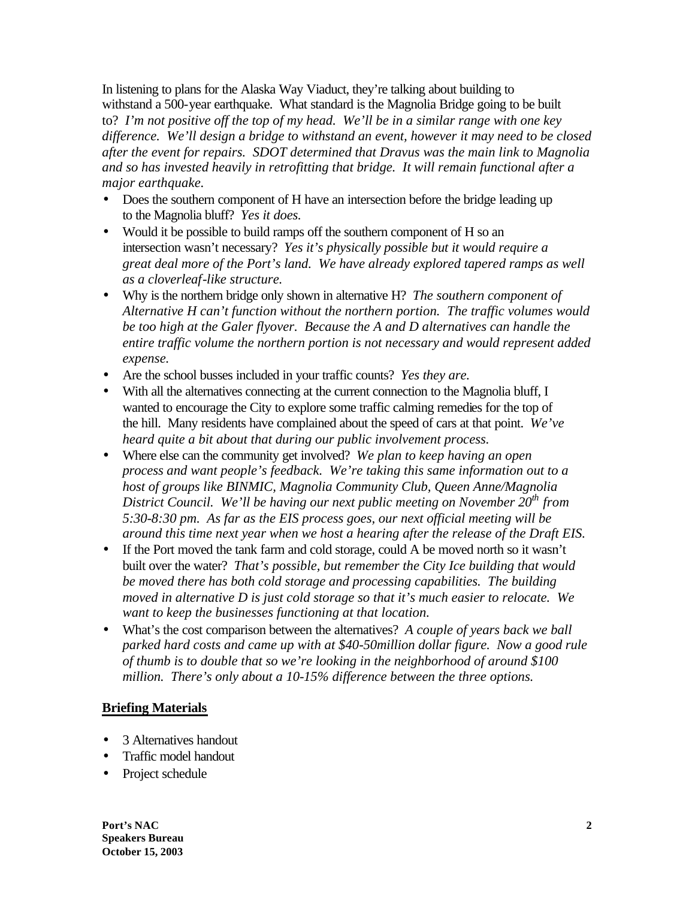In listening to plans for the Alaska Way Viaduct, they're talking about building to withstand a 500-year earthquake. What standard is the Magnolia Bridge going to be built to? *I'm not positive off the top of my head. We'll be in a similar range with one key difference. We'll design a bridge to withstand an event, however it may need to be closed after the event for repairs. SDOT determined that Dravus was the main link to Magnolia and so has invested heavily in retrofitting that bridge. It will remain functional after a major earthquake.*

- Does the southern component of H have an intersection before the bridge leading up to the Magnolia bluff? *Yes it does.*
- Would it be possible to build ramps off the southern component of H so an intersection wasn't necessary? *Yes it's physically possible but it would require a great deal more of the Port's land. We have already explored tapered ramps as well as a cloverleaf-like structure.*
- Why is the northern bridge only shown in alternative H? *The southern component of Alternative H can't function without the northern portion. The traffic volumes would be too high at the Galer flyover. Because the A and D alternatives can handle the entire traffic volume the northern portion is not necessary and would represent added expense.*
- Are the school busses included in your traffic counts? *Yes they are.*
- With all the alternatives connecting at the current connection to the Magnolia bluff, I wanted to encourage the City to explore some traffic calming remedies for the top of the hill. Many residents have complained about the speed of cars at that point. *We've heard quite a bit about that during our public involvement process.*
- Where else can the community get involved? *We plan to keep having an open process and want people's feedback. We're taking this same information out to a host of groups like BINMIC, Magnolia Community Club, Queen Anne/Magnolia District Council. We'll be having our next public meeting on November 20th from 5:30-8:30 pm. As far as the EIS process goes, our next official meeting will be around this time next year when we host a hearing after the release of the Draft EIS.*
- If the Port moved the tank farm and cold storage, could A be moved north so it wasn't built over the water? *That's possible, but remember the City Ice building that would be moved there has both cold storage and processing capabilities. The building moved in alternative D is just cold storage so that it's much easier to relocate. We want to keep the businesses functioning at that location.*
- What's the cost comparison between the alternatives? *A couple of years back we ball parked hard costs and came up with at $40-50million dollar figure. Now a good rule of thumb is to double that so we're looking in the neighborhood of around $100 million. There's only about a 10-15% difference between the three options.*

## Briefing Materials

- 3 Alternatives handout
- Traffic model handout
- Project schedule